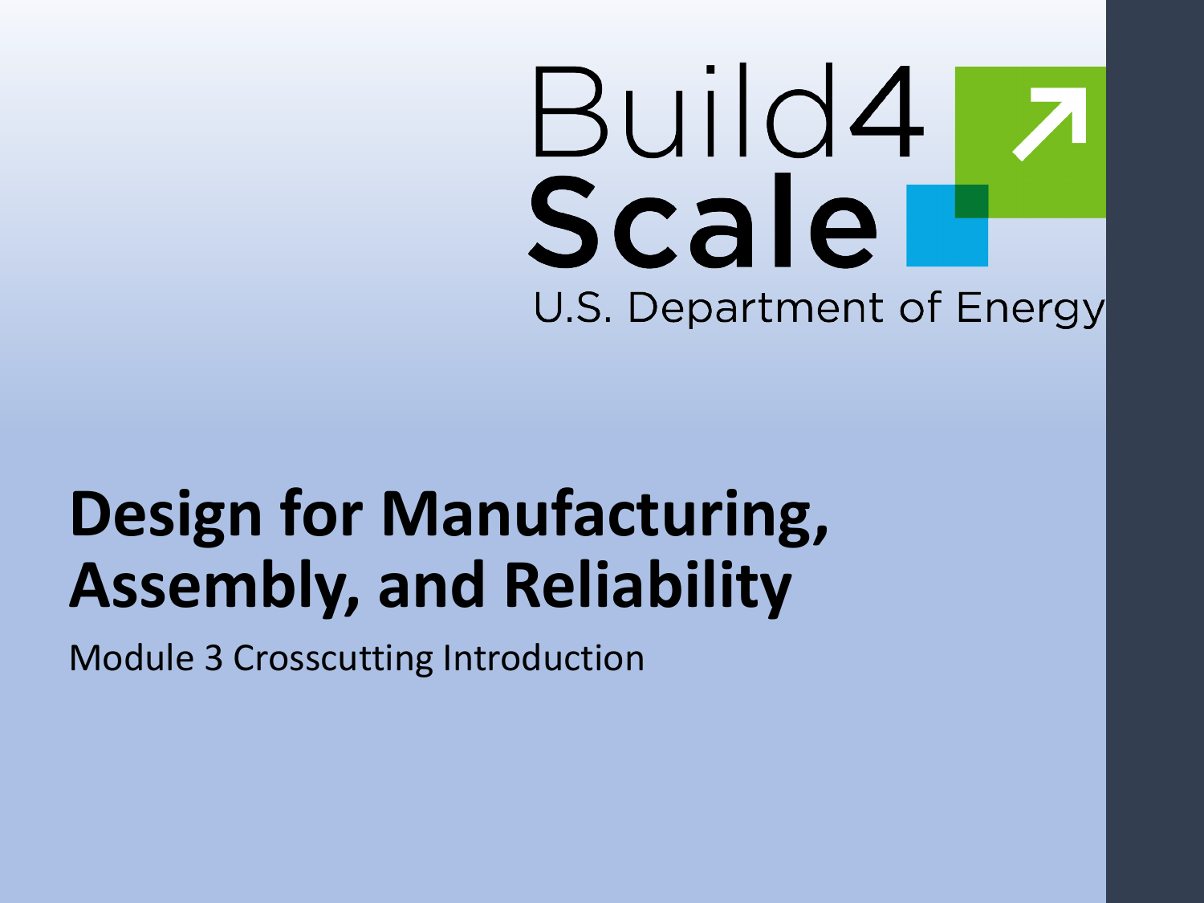Build4 Scale

U.S. Department of Energy

# Design for Manufacturing, Assembly, and Reliability

Module 3 Crosscutting Introduction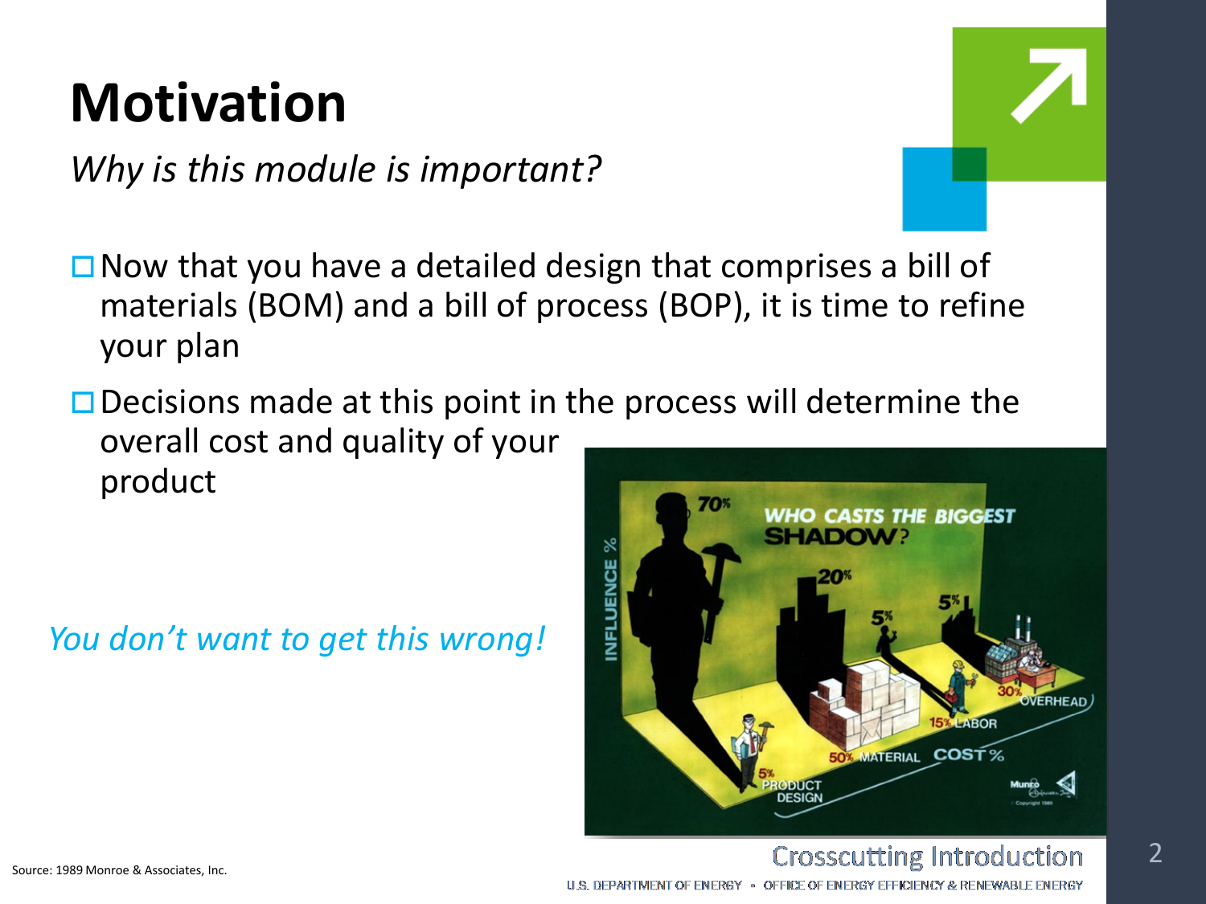# Motivation

*Why is this module is important?*

- Now that you have a detailed design that comprises a bill of materials (BOM) and a bill of process (BOP), it is time to refine your plan
- Decisions made at this point in the process will determine the overall cost and quality of your product

*You don't want to get this wrong!*

Source: 1989 Monroe & Associates, Inc.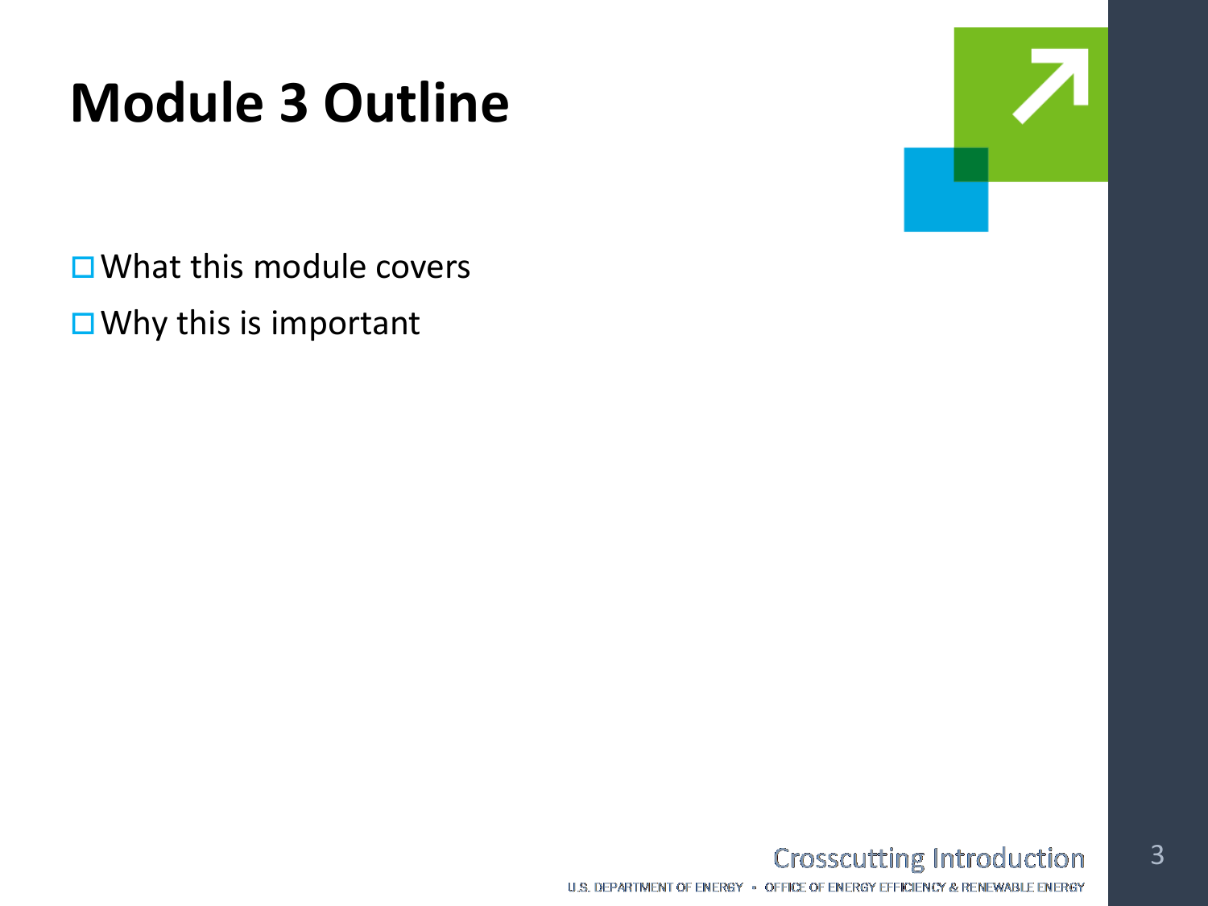# Module 3 Outline

- What this module covers
- Why this is important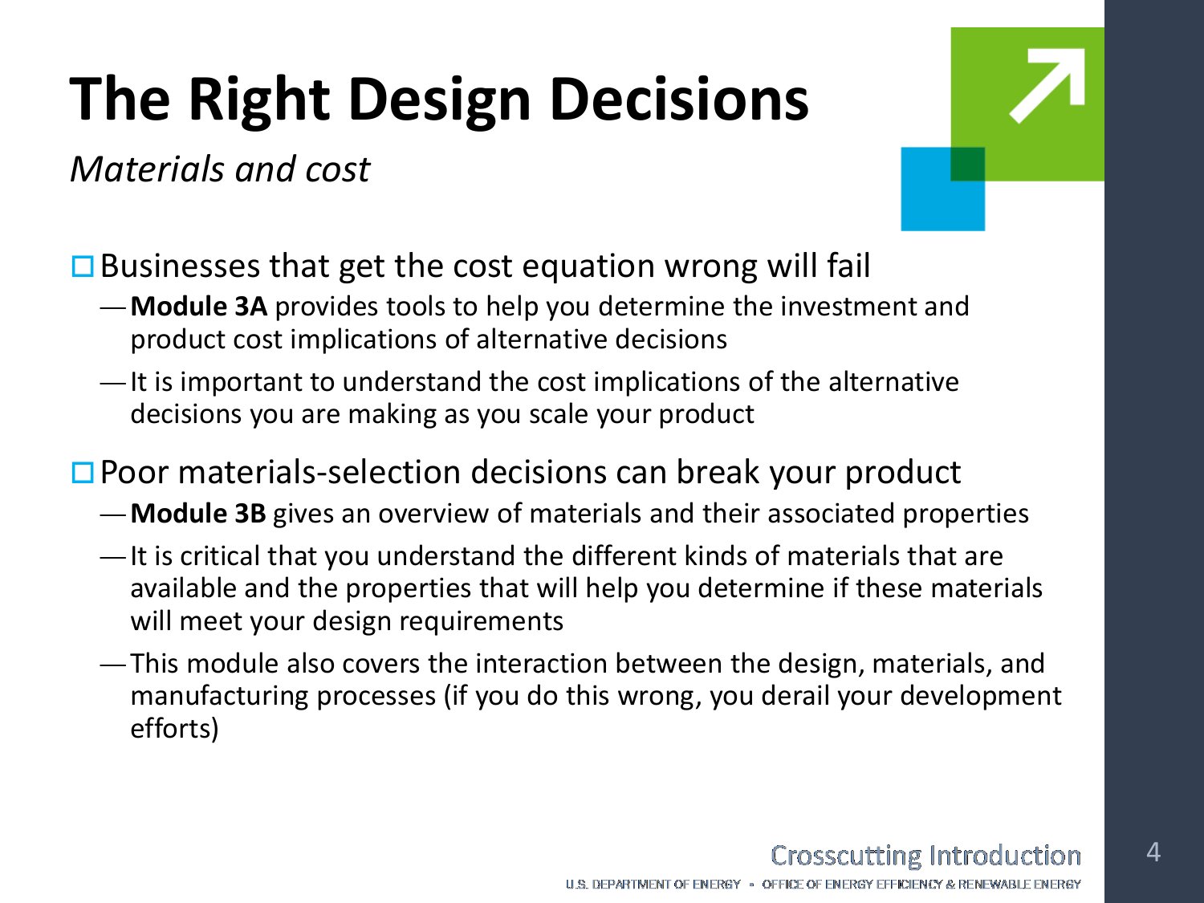# The Right Design Decisions

*Materials and cost*

- Businesses that get the cost equation wrong will fail
  - **Module 3A** provides tools to help you determine the investment and product cost implications of alternative decisions
  - It is important to understand the cost implications of the alternative decisions you are making as you scale your product
- Poor materials-selection decisions can break your product
  - **Module 3B** gives an overview of materials and their associated properties
  - It is critical that you understand the different kinds of materials that are available and the properties that will help you determine if these materials will meet your design requirements
  - This module also covers the interaction between the design, materials, and manufacturing processes (if you do this wrong, you derail your development efforts)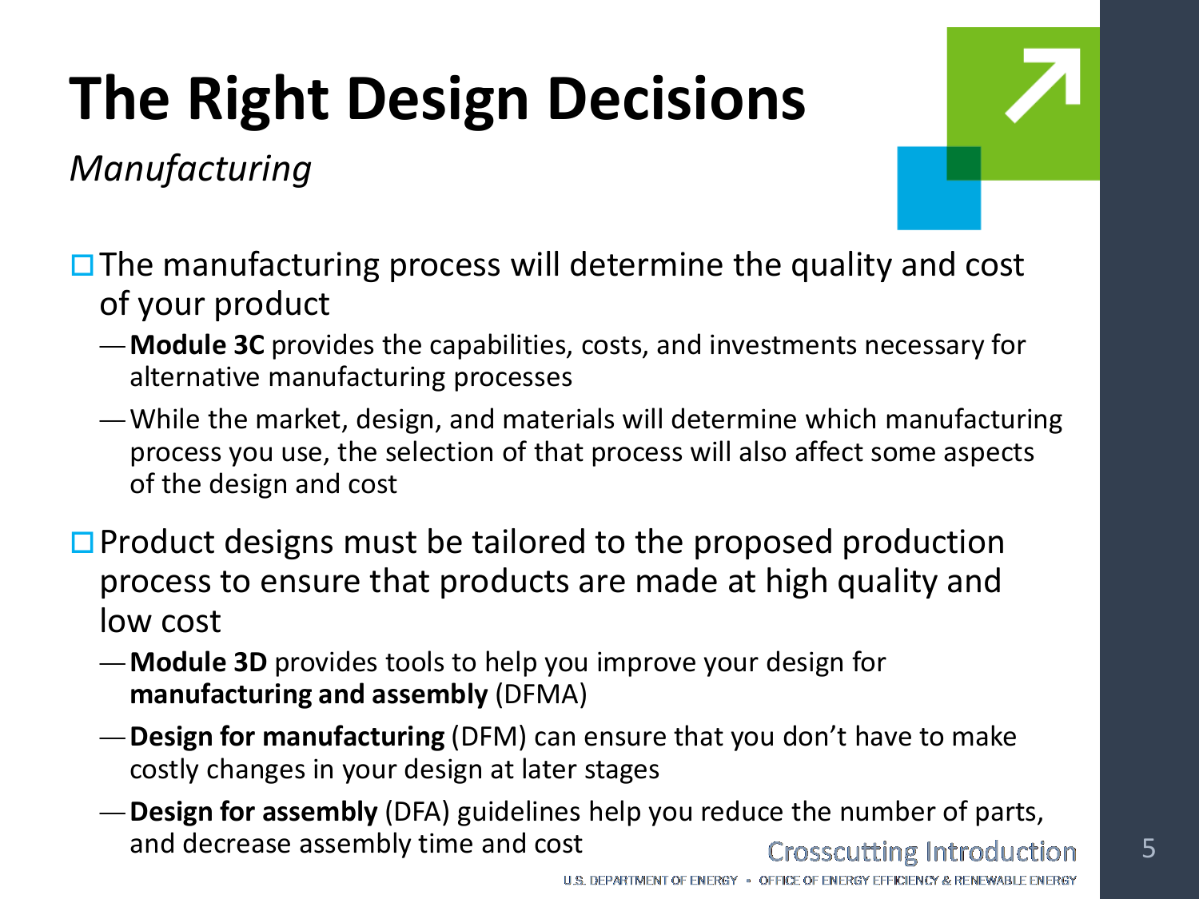# The Right Design Decisions

*Manufacturing*

- The manufacturing process will determine the quality and cost of your product
  - **Module 3C** provides the capabilities, costs, and investments necessary for alternative manufacturing processes
  - While the market, design, and materials will determine which manufacturing process you use, the selection of that process will also affect some aspects of the design and cost
- Product designs must be tailored to the proposed production process to ensure that products are made at high quality and low cost
  - **Module 3D** provides tools to help you improve your design for **manufacturing and assembly** (DFMA)
  - **Design for manufacturing** (DFM) can ensure that you don't have to make costly changes in your design at later stages
  - **Design for assembly** (DFA) guidelines help you reduce the number of parts, and decrease assembly time and cost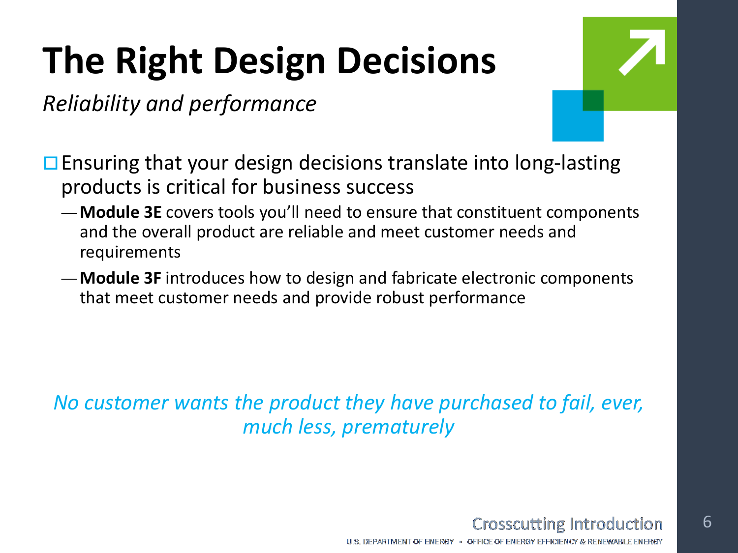# The Right Design Decisions

*Reliability and performance*

- Ensuring that your design decisions translate into long-lasting products is critical for business success
  - **Module 3E** covers tools you'll need to ensure that constituent components and the overall product are reliable and meet customer needs and requirements
  - **Module 3F** introduces how to design and fabricate electronic components that meet customer needs and provide robust performance

*No customer wants the product they have purchased to fail, ever, much less, prematurely*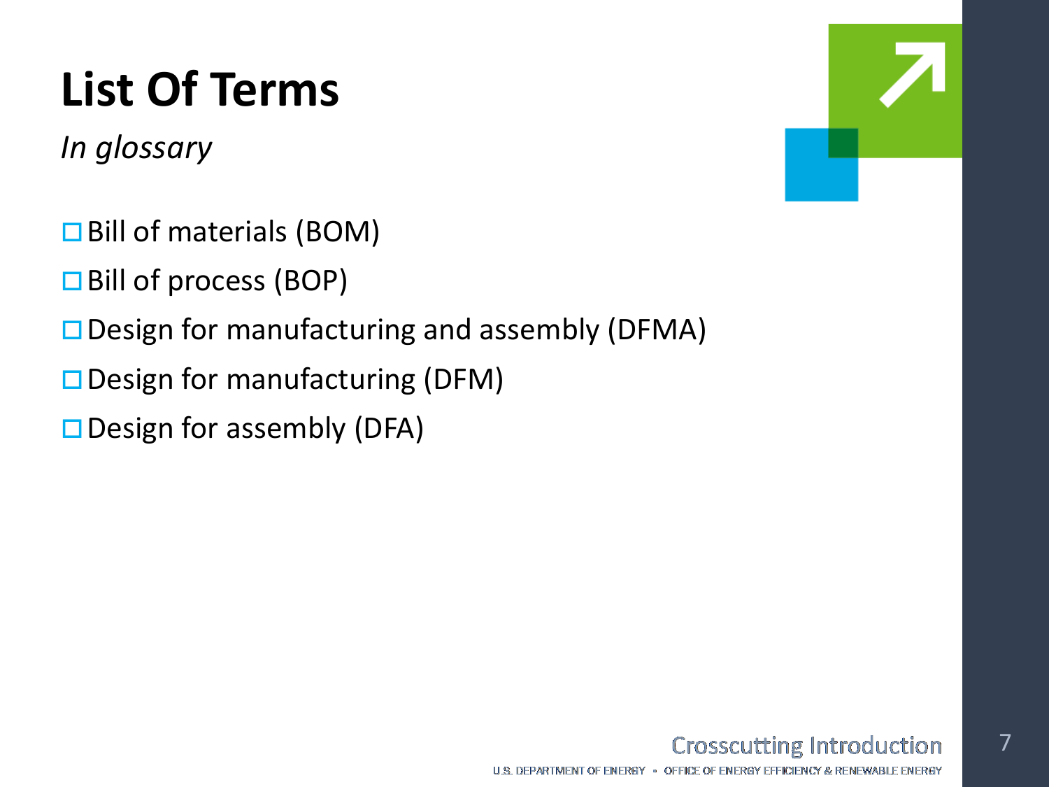# List Of Terms

*In glossary*

- Bill of materials (BOM)
- Bill of process (BOP)
- Design for manufacturing and assembly (DFMA)
- Design for manufacturing (DFM)
- Design for assembly (DFA)